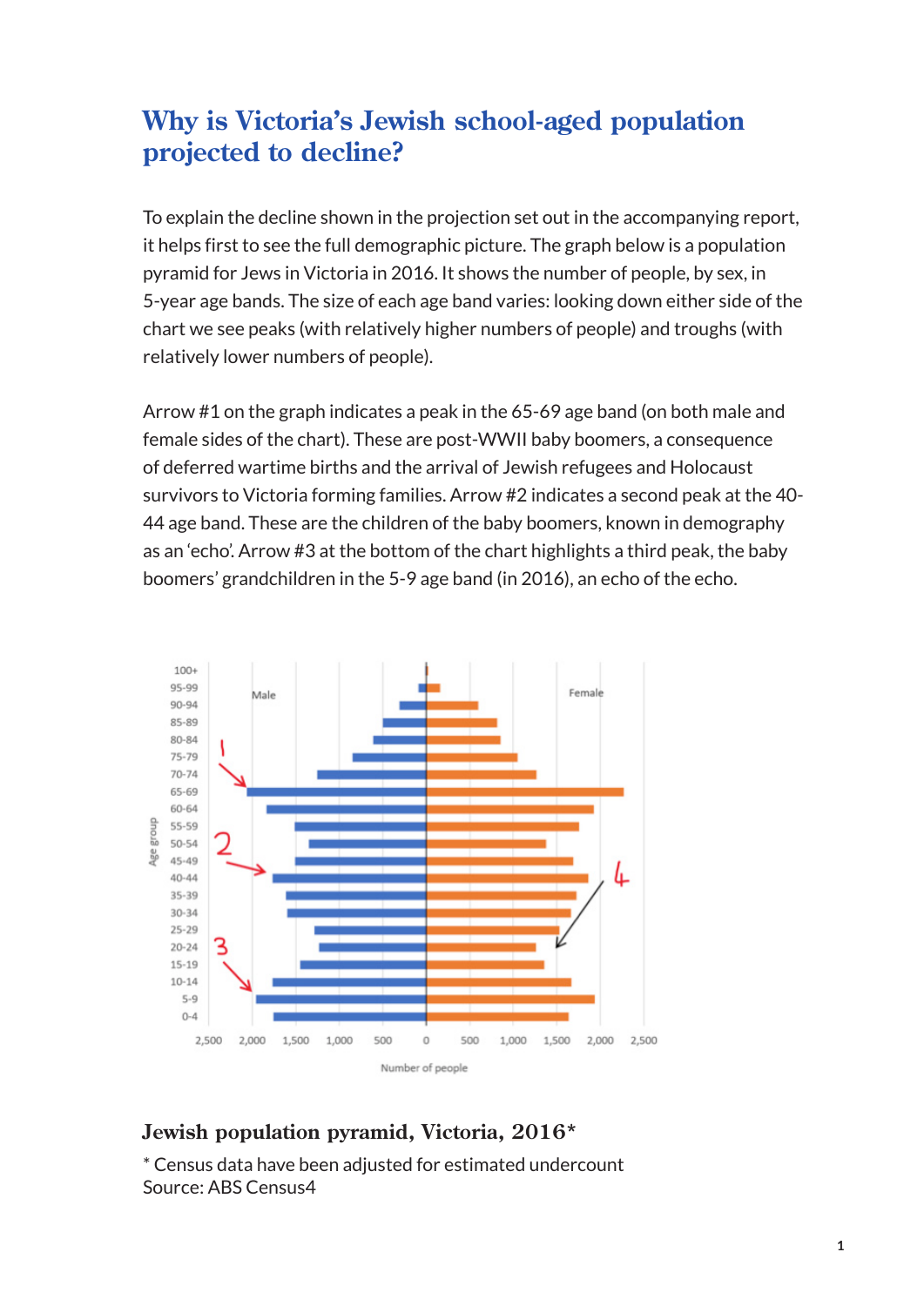# Why is Victoria's Jewish school-aged population projected to decline?

To explain the decline shown in the projection set out in the accompanying report, it helps first to see the full demographic picture. The graph below is a population pyramid for Jews in Victoria in 2016. It shows the number of people, by sex, in 5-year age bands. The size of each age band varies: looking down either side of the chart we see peaks (with relatively higher numbers of people) and troughs (with relatively lower numbers of people).

Arrow #1 on the graph indicates a peak in the 65-69 age band (on both male and female sides of the chart). These are post-WWII baby boomers, a consequence of deferred wartime births and the arrival of Jewish refugees and Holocaust survivors to Victoria forming families. Arrow #2 indicates a second peak at the 40-44 age band. These are the children of the baby boomers, known in demography as an 'echo'. Arrow #3 at the bottom of the chart highlights a third peak, the baby boomers' grandchildren in the 5-9 age band (in 2016), an echo of the echo.

**Jewish population pyramid, Victoria, 2016***

\* Census data have been adjusted for estimated undercount
Source: ABS Census4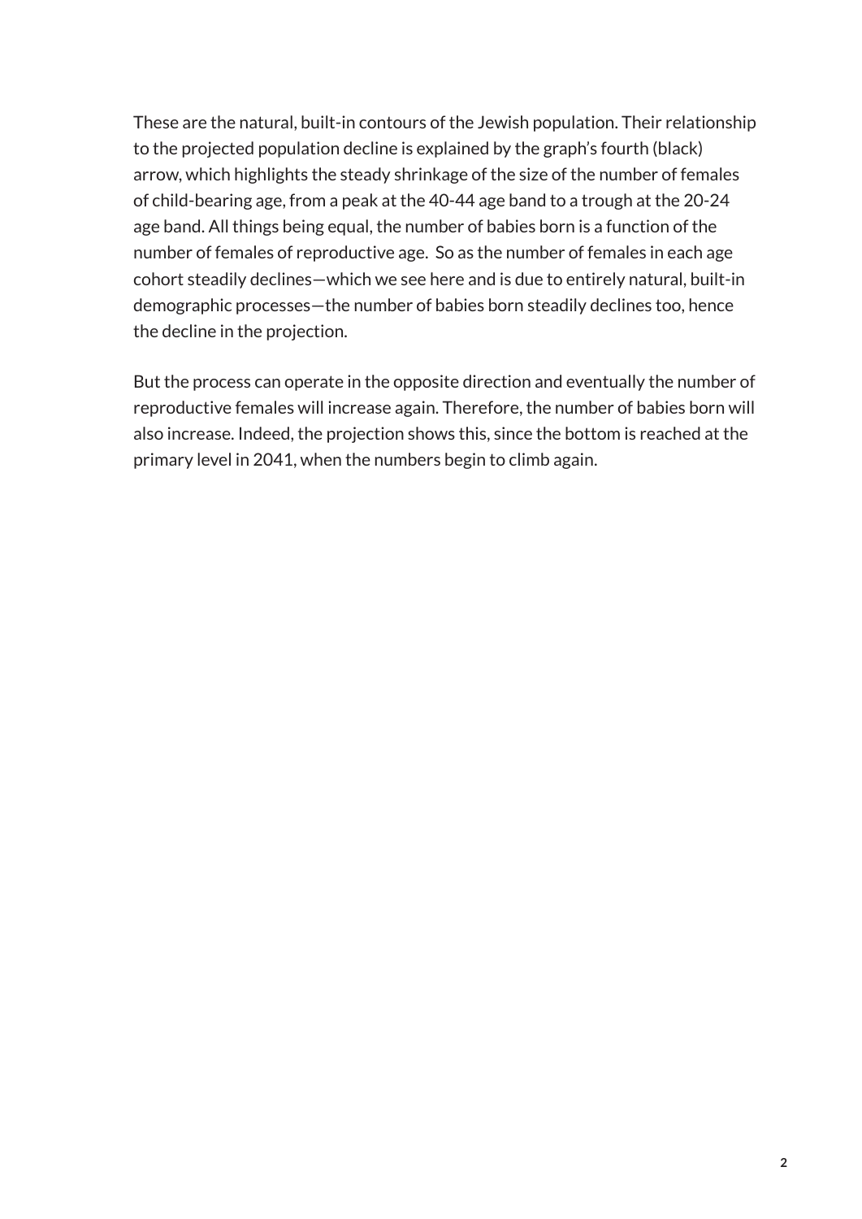These are the natural, built-in contours of the Jewish population. Their relationship to the projected population decline is explained by the graph's fourth (black) arrow, which highlights the steady shrinkage of the size of the number of females of child-bearing age, from a peak at the 40-44 age band to a trough at the 20-24 age band. All things being equal, the number of babies born is a function of the number of females of reproductive age. So as the number of females in each age cohort steadily declines—which we see here and is due to entirely natural, built-in demographic processes—the number of babies born steadily declines too, hence the decline in the projection.

But the process can operate in the opposite direction and eventually the number of reproductive females will increase again. Therefore, the number of babies born will also increase. Indeed, the projection shows this, since the bottom is reached at the primary level in 2041, when the numbers begin to climb again.